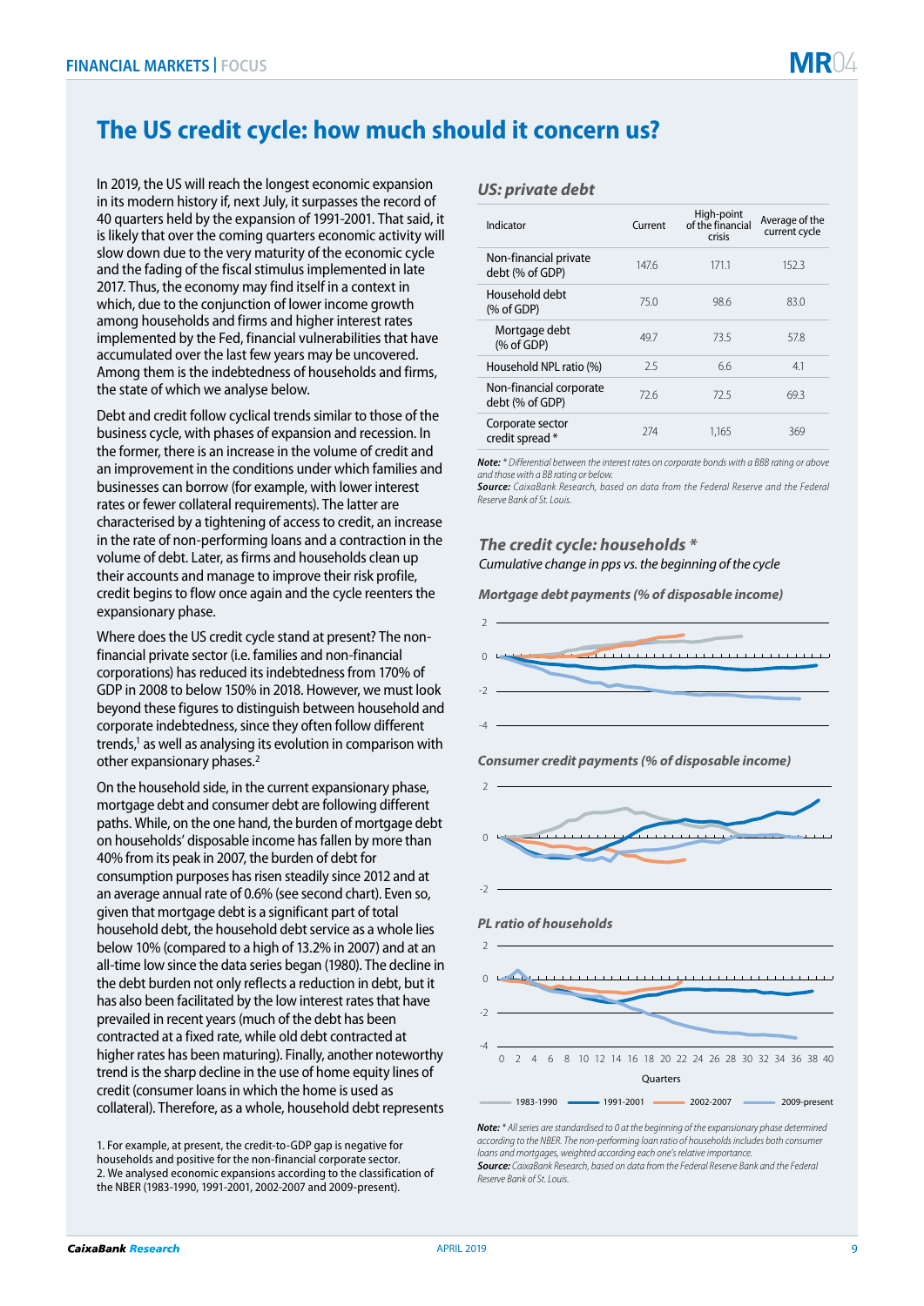# The US credit cycle: how much should it concern us?

In 2019, the US will reach the longest economic expansion in its modern history if, next July, it surpasses the record of 40 quarters held by the expansion of 1991-2001. That said, it is likely that over the coming quarters economic activity will slow down due to the very maturity of the economic cycle and the fading of the fiscal stimulus implemented in late 2017. Thus, the economy may find itself in a context in which, due to the conjunction of lower income growth among households and firms and higher interest rates implemented by the Fed, financial vulnerabilities that have accumulated over the last few years may be uncovered. Among them is the indebtedness of households and firms, the state of which we analyse below.

Debt and credit follow cyclical trends similar to those of the business cycle, with phases of expansion and recession. In the former, there is an increase in the volume of credit and an improvement in the conditions under which families and businesses can borrow (for example, with lower interest rates or fewer collateral requirements). The latter are characterised by a tightening of access to credit, an increase in the rate of non-performing loans and a contraction in the volume of debt. Later, as firms and households clean up their accounts and manage to improve their risk profile, credit begins to flow once again and the cycle reenters the expansionary phase.

Where does the US credit cycle stand at present? The non-financial private sector (i.e. families and non-financial corporations) has reduced its indebtedness from 170% of GDP in 2008 to below 150% in 2018. However, we must look beyond these figures to distinguish between household and corporate indebtedness, since they often follow different trends,[1] as well as analysing its evolution in comparison with other expansionary phases.[2]

On the household side, in the current expansionary phase, mortgage debt and consumer debt are following different paths. While, on the one hand, the burden of mortgage debt on households' disposable income has fallen by more than 40% from its peak in 2007, the burden of debt for consumption purposes has risen steadily since 2012 and at an average annual rate of 0.6% (see second chart). Even so, given that mortgage debt is a significant part of total household debt, the household debt service as a whole lies below 10% (compared to a high of 13.2% in 2007) and at an all-time low since the data series began (1980). The decline in the debt burden not only reflects a reduction in debt, but it has also been facilitated by the low interest rates that have prevailed in recent years (much of the debt has been contracted at a fixed rate, while old debt contracted at higher rates has been maturing). Finally, another noteworthy trend is the sharp decline in the use of home equity lines of credit (consumer loans in which the home is used as collateral). Therefore, as a whole, household debt represents

1. For example, at present, the credit-to-GDP gap is negative for households and positive for the non-financial corporate sector.
2. We analysed economic expansions according to the classification of the NBER (1983-1990, 1991-2001, 2002-2007 and 2009-present).

### US: private debt

| Indicator | Current | High-point of the financial crisis | Average of the current cycle |
|---|---|---|---|
| Non-financial private debt (% of GDP) | 147.6 | 171.1 | 152.3 |
| Household debt (% of GDP) | 75.0 | 98.6 | 83.0 |
| Mortgage debt (% of GDP) | 49.7 | 73.5 | 57.8 |
| Household NPL ratio (%) | 2.5 | 6.6 | 4.1 |
| Non-financial corporate debt (% of GDP) | 72.6 | 72.5 | 69.3 |
| Corporate sector credit spread * | 274 | 1,165 | 369 |

*Note: * Differential between the interest rates on corporate bonds with a BBB rating or above and those with a BB rating or below.*
*Source: CaixaBank Research, based on data from the Federal Reserve and the Federal Reserve Bank of St. Louis.*

### The credit cycle: households *

*Cumulative change in pps vs. the beginning of the cycle*

*Mortgage debt payments (% of disposable income)*

*Consumer credit payments (% of disposable income)*

*PL ratio of households*

Quarters: 0 2 4 6 8 10 12 14 16 18 20 22 24 26 28 30 32 34 36 38 40

Legend: 1983-1990, 1991-2001, 2002-2007, 2009-present

*Note: * All series are standardised to 0 at the beginning of the expansionary phase determined according to the NBER. The non-performing loan ratio of households includes both consumer loans and mortgages, weighted according each one's relative importance.*
*Source: CaixaBank Research, based on data from the Federal Reserve Bank and the Federal Reserve Bank of St. Louis.*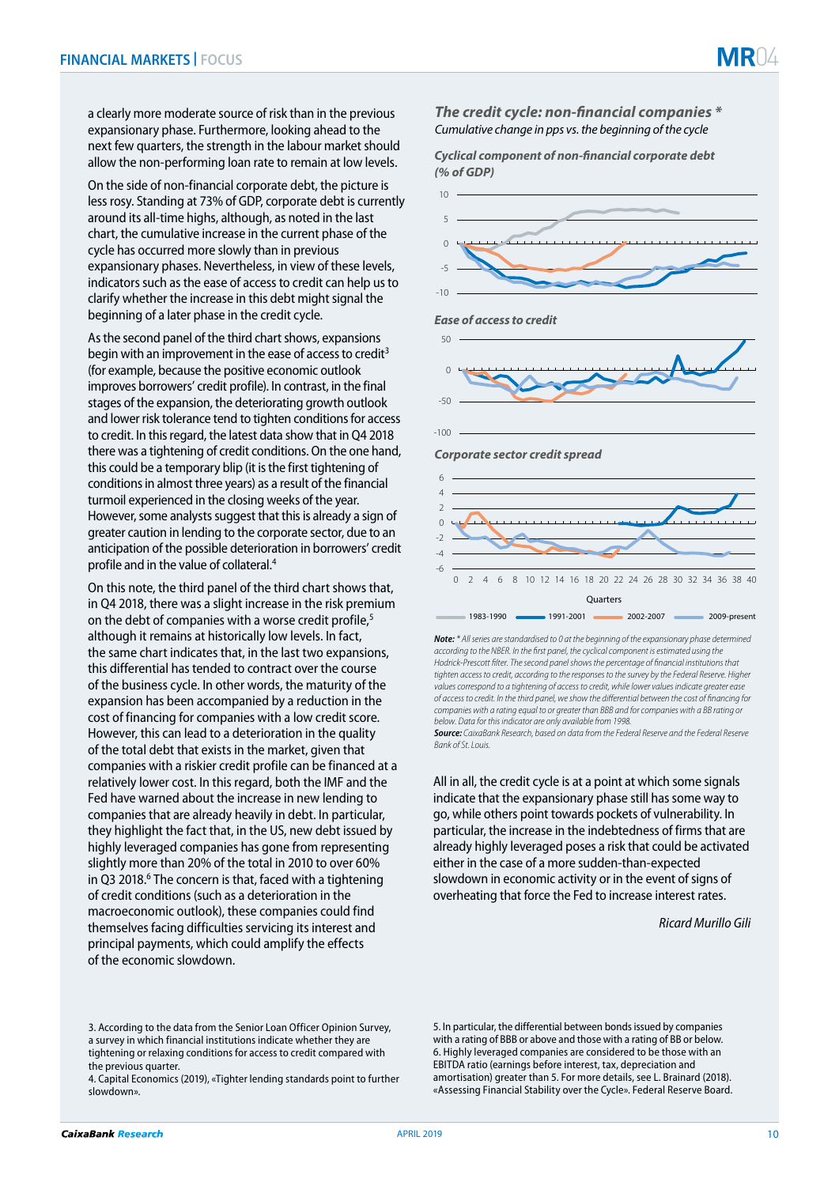a clearly more moderate source of risk than in the previous expansionary phase. Furthermore, looking ahead to the next few quarters, the strength in the labour market should allow the non-performing loan rate to remain at low levels.

On the side of non-financial corporate debt, the picture is less rosy. Standing at 73% of GDP, corporate debt is currently around its all-time highs, although, as noted in the last chart, the cumulative increase in the current phase of the cycle has occurred more slowly than in previous expansionary phases. Nevertheless, in view of these levels, indicators such as the ease of access to credit can help us to clarify whether the increase in this debt might signal the beginning of a later phase in the credit cycle.

As the second panel of the third chart shows, expansions begin with an improvement in the ease of access to credit[3] (for example, because the positive economic outlook improves borrowers' credit profile). In contrast, in the final stages of the expansion, the deteriorating growth outlook and lower risk tolerance tend to tighten conditions for access to credit. In this regard, the latest data show that in Q4 2018 there was a tightening of credit conditions. On the one hand, this could be a temporary blip (it is the first tightening of conditions in almost three years) as a result of the financial turmoil experienced in the closing weeks of the year. However, some analysts suggest that this is already a sign of greater caution in lending to the corporate sector, due to an anticipation of the possible deterioration in borrowers' credit profile and in the value of collateral.[4]

On this note, the third panel of the third chart shows that, in Q4 2018, there was a slight increase in the risk premium on the debt of companies with a worse credit profile,[5] although it remains at historically low levels. In fact, the same chart indicates that, in the last two expansions, this differential has tended to contract over the course of the business cycle. In other words, the maturity of the expansion has been accompanied by a reduction in the cost of financing for companies with a low credit score. However, this can lead to a deterioration in the quality of the total debt that exists in the market, given that companies with a riskier credit profile can be financed at a relatively lower cost. In this regard, both the IMF and the Fed have warned about the increase in new lending to companies that are already heavily in debt. In particular, they highlight the fact that, in the US, new debt issued by highly leveraged companies has gone from representing slightly more than 20% of the total in 2010 to over 60% in Q3 2018.[6] The concern is that, faced with a tightening of credit conditions (such as a deterioration in the macroeconomic outlook), these companies could find themselves facing difficulties servicing its interest and principal payments, which could amplify the effects of the economic slowdown.

***The credit cycle: non-financial companies \****

*Cumulative change in pps vs. the beginning of the cycle*

***Cyclical component of non-financial corporate debt (% of GDP)***

10
5
0
-5
-10

***Ease of access to credit***

50
0
-50
-100

***Corporate sector credit spread***

6
4
2
0
-2
-4
-6

0 2 4 6 8 10 12 14 16 18 20 22 24 26 28 30 32 34 36 38 40

Quarters

1983-1990 1991-2001 2002-2007 2009-present

***Note:*** *\* All series are standardised to 0 at the beginning of the expansionary phase determined according to the NBER. In the first panel, the cyclical component is estimated using the Hodrick-Prescott filter. The second panel shows the percentage of financial institutions that tighten access to credit, according to the responses to the survey by the Federal Reserve. Higher values correspond to a tightening of access to credit, while lower values indicate greater ease of access to credit. In the third panel, we show the differential between the cost of financing for companies with a rating equal to or greater than BBB and for companies with a BB rating or below. Data for this indicator are only available from 1998.*

***Source:*** *CaixaBank Research, based on data from the Federal Reserve and the Federal Reserve Bank of St. Louis.*

All in all, the credit cycle is at a point at which some signals indicate that the expansionary phase still has some way to go, while others point towards pockets of vulnerability. In particular, the increase in the indebtedness of firms that are already highly leveraged poses a risk that could be activated either in the case of a more sudden-than-expected slowdown in economic activity or in the event of signs of overheating that force the Fed to increase interest rates.

*Ricard Murillo Gili*

3. According to the data from the Senior Loan Officer Opinion Survey, a survey in which financial institutions indicate whether they are tightening or relaxing conditions for access to credit compared with the previous quarter.
4. Capital Economics (2019), «Tighter lending standards point to further slowdown».
5. In particular, the differential between bonds issued by companies with a rating of BBB or above and those with a rating of BB or below.
6. Highly leveraged companies are considered to be those with an EBITDA ratio (earnings before interest, tax, depreciation and amortisation) greater than 5. For more details, see L. Brainard (2018). «Assessing Financial Stability over the Cycle». Federal Reserve Board.